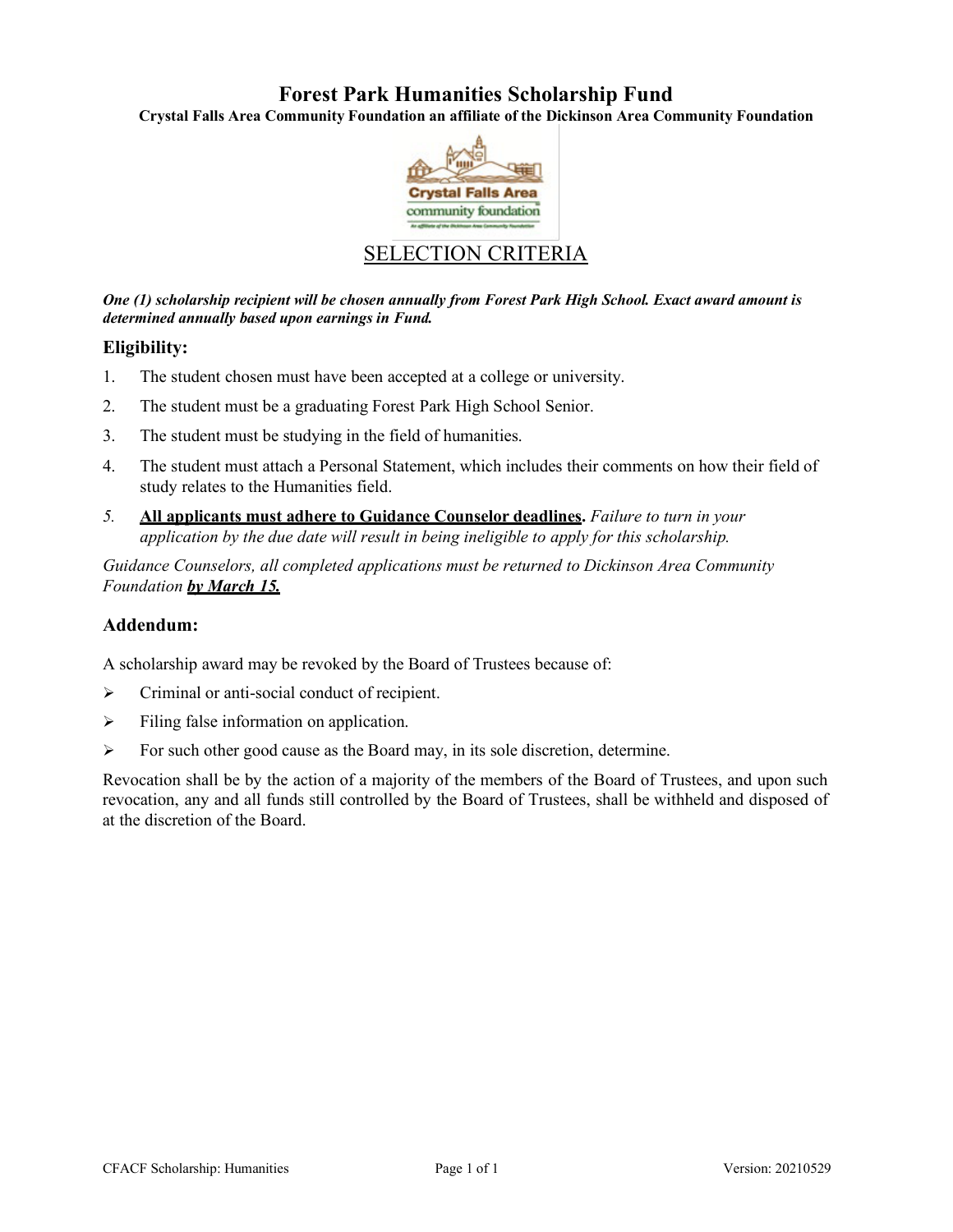# Forest Park Humanities Scholarship Fund

**Crystal Falls Area Community Foundation an affiliate of the Dickinson Area Community Foundation**

## SELECTION CRITERIA

***One (1) scholarship recipient will be chosen annually from Forest Park High School. Exact award amount is determined annually based upon earnings in Fund.***

### Eligibility:

1. The student chosen must have been accepted at a college or university.
2. The student must be a graduating Forest Park High School Senior.
3. The student must be studying in the field of humanities.
4. The student must attach a Personal Statement, which includes their comments on how their field of study relates to the Humanities field.
5. **All applicants must adhere to Guidance Counselor deadlines.** *Failure to turn in your application by the due date will result in being ineligible to apply for this scholarship.*

*Guidance Counselors, all completed applications must be returned to Dickinson Area Community Foundation* ***by March 15.***

### Addendum:

A scholarship award may be revoked by the Board of Trustees because of:

- Criminal or anti-social conduct of recipient.
- Filing false information on application.
- For such other good cause as the Board may, in its sole discretion, determine.

Revocation shall be by the action of a majority of the members of the Board of Trustees, and upon such revocation, any and all funds still controlled by the Board of Trustees, shall be withheld and disposed of at the discretion of the Board.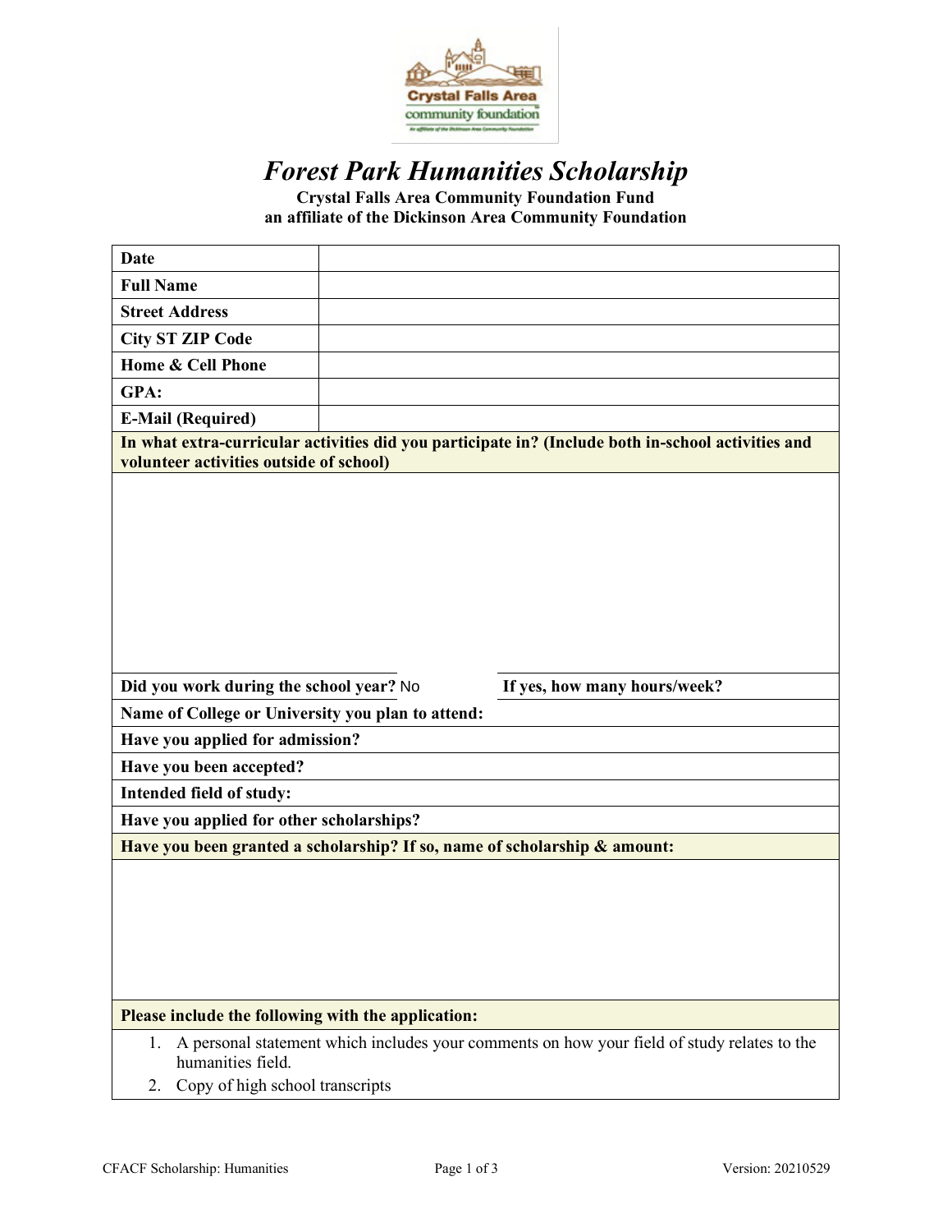# *Forest Park Humanities Scholarship*

**Crystal Falls Area Community Foundation Fund**
**an affiliate of the Dickinson Area Community Foundation**

| | |
|---|---|
| **Date** | |
| **Full Name** | |
| **Street Address** | |
| **City ST ZIP Code** | |
| **Home & Cell Phone** | |
| **GPA:** | |
| **E-Mail (Required)** | |

**In what extra-curricular activities did you participate in? (Include both in-school activities and volunteer activities outside of school)**

| | |
|---|---|
| **Did you work during the school year?** No | **If yes, how many hours/week?** |

**Name of College or University you plan to attend:**

**Have you applied for admission?**

**Have you been accepted?**

**Intended field of study:**

**Have you applied for other scholarships?**

**Have you been granted a scholarship? If so, name of scholarship & amount:**

**Please include the following with the application:**

1. A personal statement which includes your comments on how your field of study relates to the humanities field.
2. Copy of high school transcripts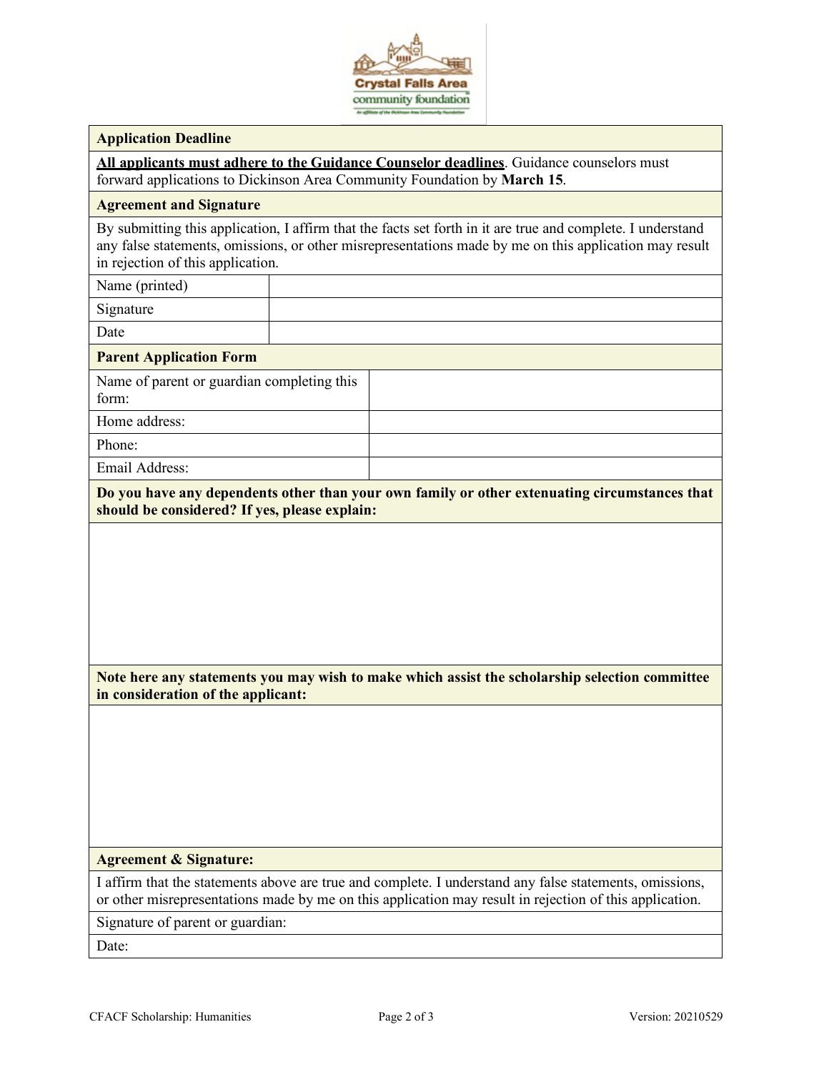| Application Deadline |
|---|
| **All applicants must adhere to the Guidance Counselor deadlines**. Guidance counselors must forward applications to Dickinson Area Community Foundation by **March 15**. |

| Agreement and Signature | |
|---|---|
| By submitting this application, I affirm that the facts set forth in it are true and complete. I understand any false statements, omissions, or other misrepresentations made by me on this application may result in rejection of this application. | |
| Name (printed) | |
| Signature | |
| Date | |

| Parent Application Form | |
|---|---|
| Name of parent or guardian completing this form: | |
| Home address: | |
| Phone: | |
| Email Address: | |

**Do you have any dependents other than your own family or other extenuating circumstances that should be considered? If yes, please explain:**

**Note here any statements you may wish to make which assist the scholarship selection committee in consideration of the applicant:**

**Agreement & Signature:**

I affirm that the statements above are true and complete. I understand any false statements, omissions, or other misrepresentations made by me on this application may result in rejection of this application.

Signature of parent or guardian:

Date: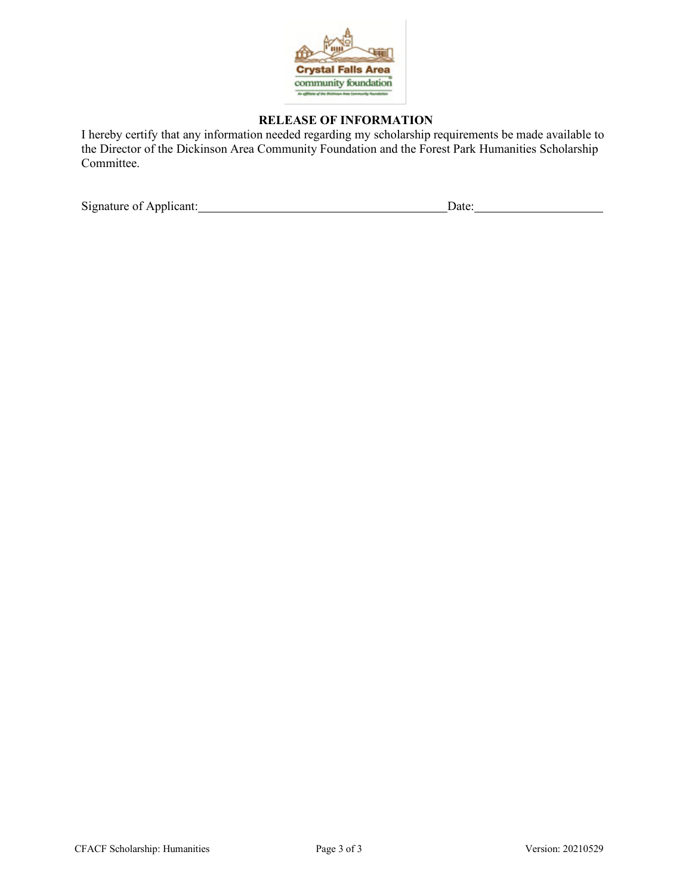## RELEASE OF INFORMATION

I hereby certify that any information needed regarding my scholarship requirements be made available to the Director of the Dickinson Area Community Foundation and the Forest Park Humanities Scholarship Committee.

Signature of Applicant:\_\_\_\_\_\_\_\_\_\_\_\_\_\_\_\_\_\_\_\_\_\_\_\_\_\_\_\_\_\_\_\_\_\_\_\_\_\_\_\_ Date:\_\_\_\_\_\_\_\_\_\_\_\_\_\_\_\_\_\_\_\_